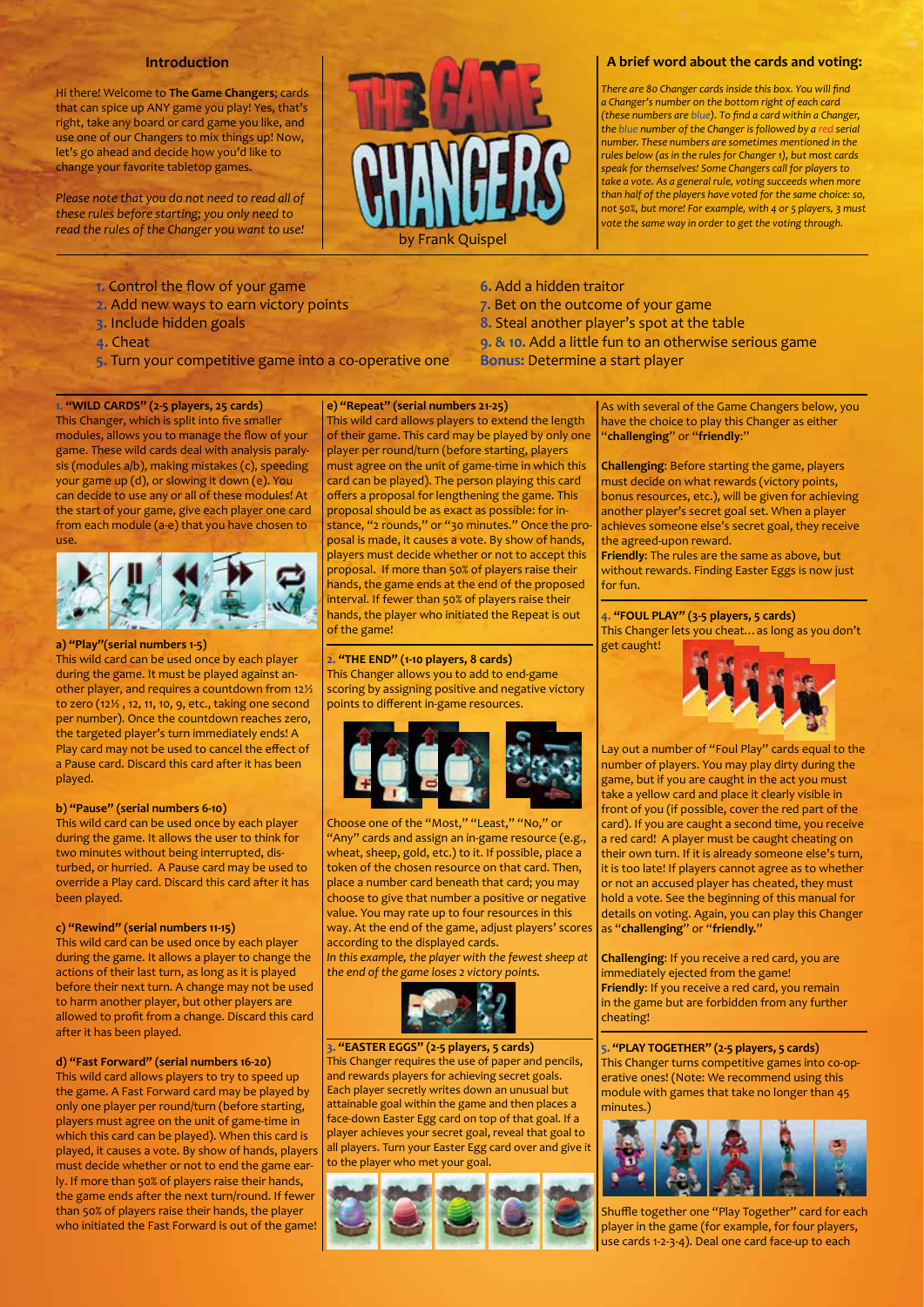## Introduction

Hi there! Welcome to **The Game Changers**; cards that can spice up ANY game you play! Yes, that's right, take any board or card game you like, and use one of our Changers to mix things up! Now, let's go ahead and decide how you'd like to change your favorite tabletop games.

*Please note that you do not need to read all of these rules before starting; you only need to read the rules of the Changer you want to use!*

# THE GAME CHANGERS

by Frank Quispel

## A brief word about the cards and voting:

*There are 80 Changer cards inside this box. You will find a Changer's number on the bottom right of each card (these numbers are blue). To find a card within a Changer, the blue number of the Changer is followed by a red serial number. These numbers are sometimes mentioned in the rules below (as in the rules for Changer 1), but most cards speak for themselves! Some Changers call for players to take a vote. As a general rule, voting succeeds when more than half of the players have voted for the same choice: so, not 50%, but more! For example, with 4 or 5 players, 3 must vote the same way in order to get the voting through.*

1. Control the flow of your game
2. Add new ways to earn victory points
3. Include hidden goals
4. Cheat
5. Turn your competitive game into a co-operative one
6. Add a hidden traitor
7. Bet on the outcome of your game
8. Steal another player's spot at the table
9. & 10. Add a little fun to an otherwise serious game

**Bonus:** Determine a start player

### 1. "WILD CARDS" (2-5 players, 25 cards)

This Changer, which is split into five smaller modules, allows you to manage the flow of your game. These wild cards deal with analysis paralysis (modules a/b), making mistakes (c), speeding your game up (d), or slowing it down (e). You can decide to use any or all of these modules! At the start of your game, give each player one card from each module (a-e) that you have chosen to use.

**a) "Play"(serial numbers 1-5)**

This wild card can be used once by each player during the game. It must be played against another player, and requires a countdown from 12½ to zero (12½ , 12, 11, 10, 9, etc., taking one second per number). Once the countdown reaches zero, the targeted player's turn immediately ends! A Play card may not be used to cancel the effect of a Pause card. Discard this card after it has been played.

**b) "Pause" (serial numbers 6-10)**

This wild card can be used once by each player during the game. It allows the user to think for two minutes without being interrupted, disturbed, or hurried. A Pause card may be used to override a Play card. Discard this card after it has been played.

**c) "Rewind" (serial numbers 11-15)**

This wild card can be used once by each player during the game. It allows a player to change the actions of their last turn, as long as it is played before their next turn. A change may not be used to harm another player, but other players are allowed to profit from a change. Discard this card after it has been played.

**d) "Fast Forward" (serial numbers 16-20)**

This wild card allows players to try to speed up the game. A Fast Forward card may be played by only one player per round/turn (before starting, players must agree on the unit of game-time in which this card can be played). When this card is played, it causes a vote. By show of hands, players must decide whether or not to end the game early. If more than 50% of players raise their hands, the game ends after the next turn/round. If fewer than 50% of players raise their hands, the player who initiated the Fast Forward is out of the game!

**e) "Repeat" (serial numbers 21-25)**

This wild card allows players to extend the length of their game. This card may be played by only one player per round/turn (before starting, players must agree on the unit of game-time in which this card can be played). The person playing this card offers a proposal for lengthening the game. This proposal should be as exact as possible: for instance, "2 rounds," or "30 minutes." Once the proposal is made, it causes a vote. By show of hands, players must decide whether or not to accept this proposal. If more than 50% of players raise their hands, the game ends at the end of the proposed interval. If fewer than 50% of players raise their hands, the player who initiated the Repeat is out of the game!

### 2. "THE END" (1-10 players, 8 cards)

This Changer allows you to add to end-game scoring by assigning positive and negative victory points to different in-game resources.

Choose one of the "Most," "Least," "No," or "Any" cards and assign an in-game resource (e.g., wheat, sheep, gold, etc.) to it. If possible, place a token of the chosen resource on that card. Then, place a number card beneath that card; you may choose to give that number a positive or negative value. You may rate up to four resources in this way. At the end of the game, adjust players' scores according to the displayed cards.

*In this example, the player with the fewest sheep at the end of the game loses 2 victory points.*

### 3. "EASTER EGGS" (2-5 players, 5 cards)

This Changer requires the use of paper and pencils, and rewards players for achieving secret goals. Each player secretly writes down an unusual but attainable goal within the game and then places a face-down Easter Egg card on top of that goal. If a player achieves your secret goal, reveal that goal to all players. Turn your Easter Egg card over and give it to the player who met your goal.

As with several of the Game Changers below, you have the choice to play this Changer as either "**challenging**" or "**friendly**:"

**Challenging**: Before starting the game, players must decide on what rewards (victory points, bonus resources, etc.), will be given for achieving another player's secret goal set. When a player achieves someone else's secret goal, they receive the agreed-upon reward.

**Friendly**: The rules are the same as above, but without rewards. Finding Easter Eggs is now just for fun.

### 4. "FOUL PLAY" (3-5 players, 5 cards)

This Changer lets you cheat… as long as you don't get caught!

Lay out a number of "Foul Play" cards equal to the number of players. You may play dirty during the game, but if you are caught in the act you must take a yellow card and place it clearly visible in front of you (if possible, cover the red part of the card). If you are caught a second time, you receive a red card! A player must be caught cheating on their own turn. If it is already someone else's turn, it is too late! If players cannot agree as to whether or not an accused player has cheated, they must hold a vote. See the beginning of this manual for details on voting. Again, you can play this Changer as "**challenging**" or "**friendly**."

**Challenging**: If you receive a red card, you are immediately ejected from the game!

**Friendly**: If you receive a red card, you remain in the game but are forbidden from any further cheating!

### 5. "PLAY TOGETHER" (2-5 players, 5 cards)

This Changer turns competitive games into co-operative ones! (Note: We recommend using this module with games that take no longer than 45 minutes.)

Shuffle together one "Play Together" card for each player in the game (for example, for four players, use cards 1-2-3-4). Deal one card face-up to each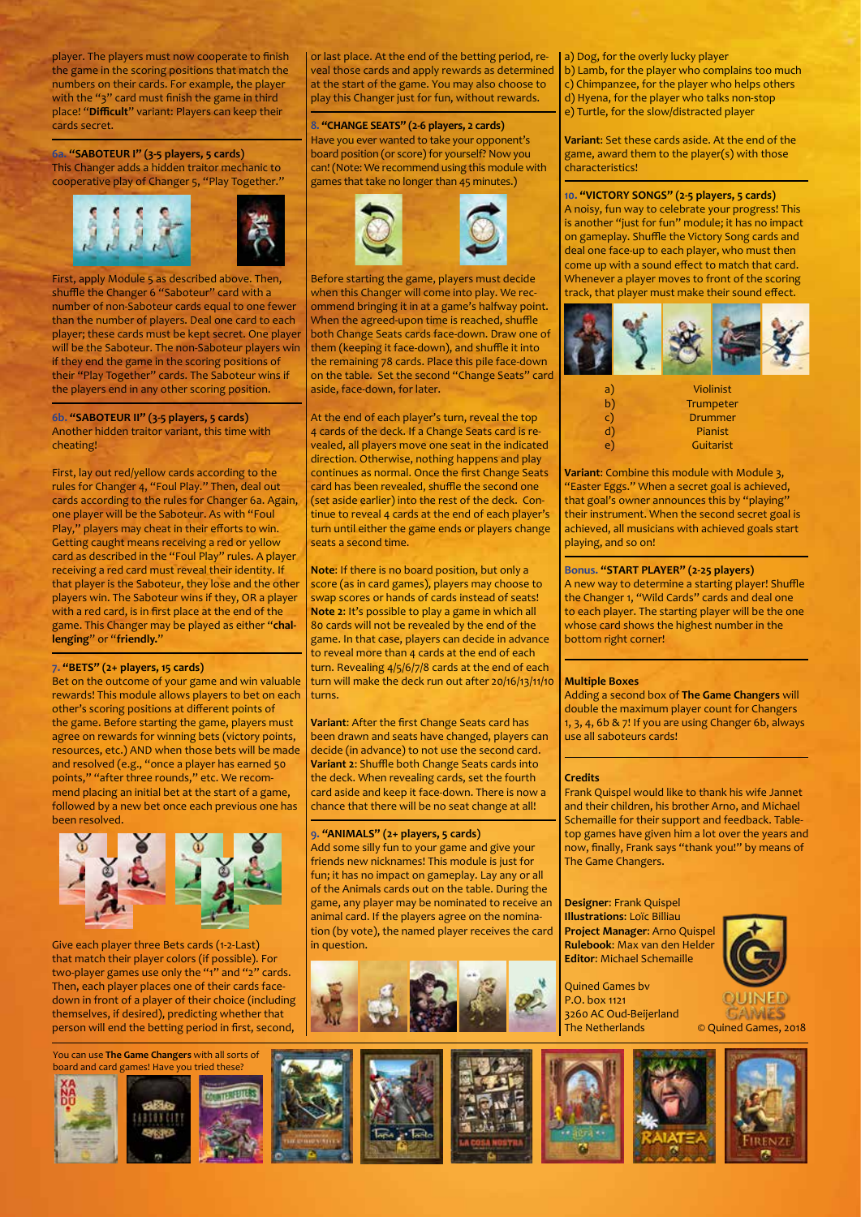player. The players must now cooperate to finish the game in the scoring positions that match the numbers on their cards. For example, the player with the "3" card must finish the game in third place! "**Difficult**" variant: Players can keep their cards secret.

### 6a. "SABOTEUR I" (3-5 players, 5 cards)

This Changer adds a hidden traitor mechanic to cooperative play of Changer 5, "Play Together."

First, apply Module 5 as described above. Then, shuffle the Changer 6 "Saboteur" card with a number of non-Saboteur cards equal to one fewer than the number of players. Deal one card to each player; these cards must be kept secret. One player will be the Saboteur. The non-Saboteur players win if they end the game in the scoring positions of their "Play Together" cards. The Saboteur wins if the players end in any other scoring position.

### 6b. "SABOTEUR II" (3-5 players, 5 cards)

Another hidden traitor variant, this time with cheating!

First, lay out red/yellow cards according to the rules for Changer 4, "Foul Play." Then, deal out cards according to the rules for Changer 6a. Again, one player will be the Saboteur. As with "Foul Play," players may cheat in their efforts to win. Getting caught means receiving a red or yellow card as described in the "Foul Play" rules. A player receiving a red card must reveal their identity. If that player is the Saboteur, they lose and the other players win. The Saboteur wins if they, OR a player with a red card, is in first place at the end of the game. This Changer may be played as either "**challenging**" or "**friendly.**"

### 7. "BETS" (2+ players, 15 cards)

Bet on the outcome of your game and win valuable rewards! This module allows players to bet on each other's scoring positions at different points of the game. Before starting the game, players must agree on rewards for winning bets (victory points, resources, etc.) AND when those bets will be made and resolved (e.g., "once a player has earned 50 points," "after three rounds," etc. We recommend placing an initial bet at the start of a game, followed by a new bet once each previous one has been resolved.

Give each player three Bets cards (1-2-Last) that match their player colors (if possible). For two-player games use only the "1" and "2" cards. Then, each player places one of their cards face-down in front of a player of their choice (including themselves, if desired), predicting whether that person will end the betting period in first, second, or last place. At the end of the betting period, reveal those cards and apply rewards as determined at the start of the game. You may also choose to play this Changer just for fun, without rewards.

### 8. "CHANGE SEATS" (2-6 players, 2 cards)

Have you ever wanted to take your opponent's board position (or score) for yourself? Now you can! (Note: We recommend using this module with games that take no longer than 45 minutes.)

Before starting the game, players must decide when this Changer will come into play. We recommend bringing it in at a game's halfway point. When the agreed-upon time is reached, shuffle both Change Seats cards face-down. Draw one of them (keeping it face-down), and shuffle it into the remaining 78 cards. Place this pile face-down on the table. Set the second "Change Seats" card aside, face-down, for later.

At the end of each player's turn, reveal the top 4 cards of the deck. If a Change Seats card is revealed, all players move one seat in the indicated direction. Otherwise, nothing happens and play continues as normal. Once the first Change Seats card has been revealed, shuffle the second one (set aside earlier) into the rest of the deck. Continue to reveal 4 cards at the end of each player's turn until either the game ends or players change seats a second time.

**Note**: If there is no board position, but only a score (as in card games), players may choose to swap scores or hands of cards instead of seats!
**Note 2**: It's possible to play a game in which all 80 cards will not be revealed by the end of the game. In that case, players can decide in advance to reveal more than 4 cards at the end of each turn. Revealing 4/5/6/7/8 cards at the end of each turn will make the deck run out after 20/16/13/11/10 turns.

**Variant**: After the first Change Seats card has been drawn and seats have changed, players can decide (in advance) to not use the second card.
**Variant 2**: Shuffle both Change Seats cards into the deck. When revealing cards, set the fourth card aside and keep it face-down. There is now a chance that there will be no seat change at all!

### 9. "ANIMALS" (2+ players, 5 cards)

Add some silly fun to your game and give your friends new nicknames! This module is just for fun; it has no impact on gameplay. Lay any or all of the Animals cards out on the table. During the game, any player may be nominated to receive an animal card. If the players agree on the nomination (by vote), the named player receives the card in question.

a) Dog, for the overly lucky player
b) Lamb, for the player who complains too much
c) Chimpanzee, for the player who helps others
d) Hyena, for the player who talks non-stop
e) Turtle, for the slow/distracted player

**Variant**: Set these cards aside. At the end of the game, award them to the player(s) with those characteristics!

### 10. "VICTORY SONGS" (2-5 players, 5 cards)

A noisy, fun way to celebrate your progress! This is another "just for fun" module; it has no impact on gameplay. Shuffle the Victory Song cards and deal one face-up to each player, who must then come up with a sound effect to match that card. Whenever a player moves to front of the scoring track, that player must make their sound effect.

a) Violinist
b) Trumpeter
c) Drummer
d) Pianist
e) Guitarist

**Variant**: Combine this module with Module 3, "Easter Eggs." When a secret goal is achieved, that goal's owner announces this by "playing" their instrument. When the second secret goal is achieved, all musicians with achieved goals start playing, and so on!

### Bonus. "START PLAYER" (2-25 players)

A new way to determine a starting player! Shuffle the Changer 1, "Wild Cards" cards and deal one to each player. The starting player will be the one whose card shows the highest number in the bottom right corner!

### Multiple Boxes

Adding a second box of **The Game Changers** will double the maximum player count for Changers 1, 3, 4, 6b & 7! If you are using Changer 6b, always use all saboteurs cards!

### Credits

Frank Quispel would like to thank his wife Jannet and their children, his brother Arno, and Michael Schemaille for their support and feedback. Tabletop games have given him a lot over the years and now, finally, Frank says "thank you!" by means of The Game Changers.

**Designer**: Frank Quispel
**Illustrations**: Loïc Billiau
**Project Manager**: Arno Quispel
**Rulebook**: Max van den Helder
**Editor**: Michael Schemaille

Quined Games bv
P.O. box 1121
3260 AC Oud-Beijerland
The Netherlands

© Quined Games, 2018

You can use **The Game Changers** with all sorts of board and card games! Have you tried these?